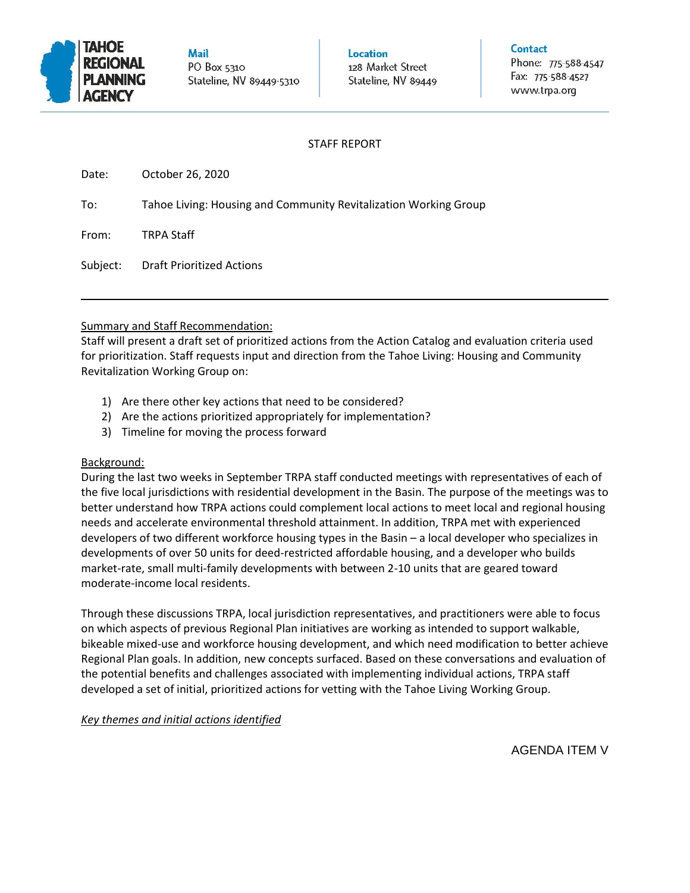**TAHOE REGIONAL PLANNING AGENCY**

**Mail**
PO Box 5310
Stateline, NV 89449-5310

**Location**
128 Market Street
Stateline, NV 89449

**Contact**
Phone: 775-588-4547
Fax: 775-588-4527
www.trpa.org

STAFF REPORT

Date: October 26, 2020

To: Tahoe Living: Housing and Community Revitalization Working Group

From: TRPA Staff

Subject: Draft Prioritized Actions

---

Summary and Staff Recommendation:

Staff will present a draft set of prioritized actions from the Action Catalog and evaluation criteria used for prioritization. Staff requests input and direction from the Tahoe Living: Housing and Community Revitalization Working Group on:

1) Are there other key actions that need to be considered?
2) Are the actions prioritized appropriately for implementation?
3) Timeline for moving the process forward

Background:

During the last two weeks in September TRPA staff conducted meetings with representatives of each of the five local jurisdictions with residential development in the Basin. The purpose of the meetings was to better understand how TRPA actions could complement local actions to meet local and regional housing needs and accelerate environmental threshold attainment. In addition, TRPA met with experienced developers of two different workforce housing types in the Basin – a local developer who specializes in developments of over 50 units for deed-restricted affordable housing, and a developer who builds market-rate, small multi-family developments with between 2-10 units that are geared toward moderate-income local residents.

Through these discussions TRPA, local jurisdiction representatives, and practitioners were able to focus on which aspects of previous Regional Plan initiatives are working as intended to support walkable, bikeable mixed-use and workforce housing development, and which need modification to better achieve Regional Plan goals. In addition, new concepts surfaced. Based on these conversations and evaluation of the potential benefits and challenges associated with implementing individual actions, TRPA staff developed a set of initial, prioritized actions for vetting with the Tahoe Living Working Group.

*Key themes and initial actions identified*

AGENDA ITEM V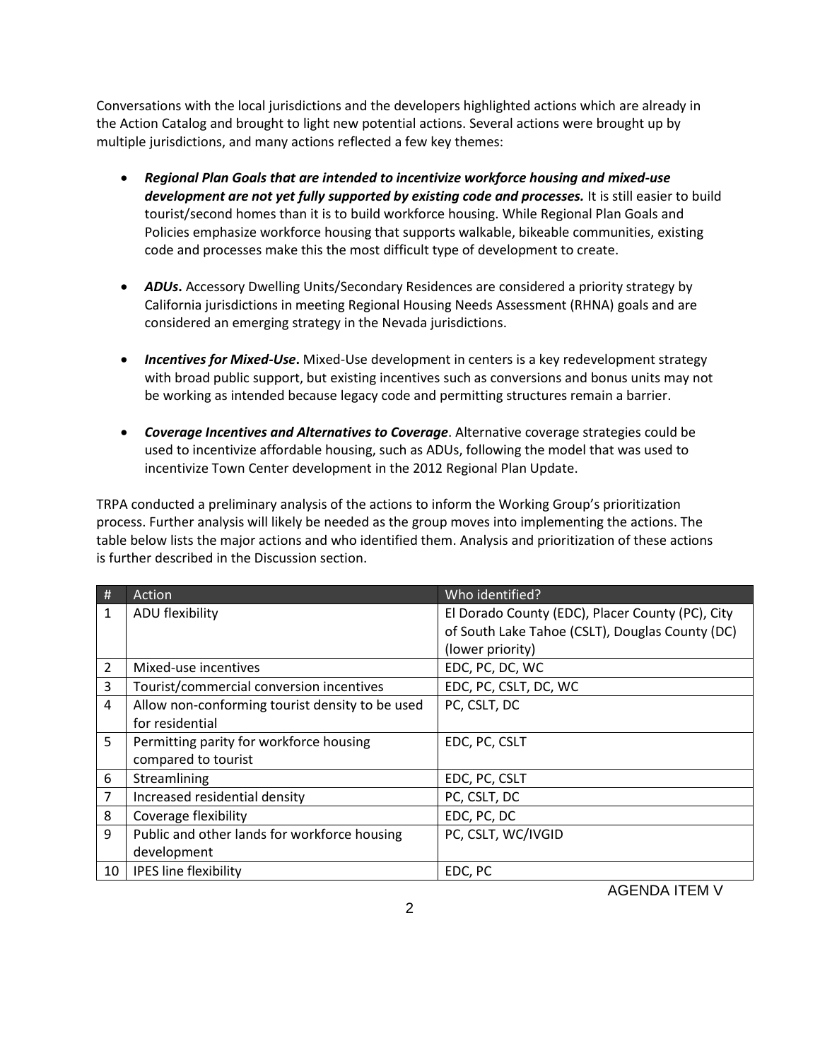Conversations with the local jurisdictions and the developers highlighted actions which are already in the Action Catalog and brought to light new potential actions. Several actions were brought up by multiple jurisdictions, and many actions reflected a few key themes:

- ***Regional Plan Goals that are intended to incentivize workforce housing and mixed-use development are not yet fully supported by existing code and processes.*** It is still easier to build tourist/second homes than it is to build workforce housing. While Regional Plan Goals and Policies emphasize workforce housing that supports walkable, bikeable communities, existing code and processes make this the most difficult type of development to create.

- ***ADUs*.** Accessory Dwelling Units/Secondary Residences are considered a priority strategy by California jurisdictions in meeting Regional Housing Needs Assessment (RHNA) goals and are considered an emerging strategy in the Nevada jurisdictions.

- ***Incentives for Mixed-Use*.** Mixed-Use development in centers is a key redevelopment strategy with broad public support, but existing incentives such as conversions and bonus units may not be working as intended because legacy code and permitting structures remain a barrier.

- ***Coverage Incentives and Alternatives to Coverage***. Alternative coverage strategies could be used to incentivize affordable housing, such as ADUs, following the model that was used to incentivize Town Center development in the 2012 Regional Plan Update.

TRPA conducted a preliminary analysis of the actions to inform the Working Group's prioritization process. Further analysis will likely be needed as the group moves into implementing the actions. The table below lists the major actions and who identified them. Analysis and prioritization of these actions is further described in the Discussion section.

| # | Action | Who identified? |
|---|---|---|
| 1 | ADU flexibility | El Dorado County (EDC), Placer County (PC), City of South Lake Tahoe (CSLT), Douglas County (DC) (lower priority) |
| 2 | Mixed-use incentives | EDC, PC, DC, WC |
| 3 | Tourist/commercial conversion incentives | EDC, PC, CSLT, DC, WC |
| 4 | Allow non-conforming tourist density to be used for residential | PC, CSLT, DC |
| 5 | Permitting parity for workforce housing compared to tourist | EDC, PC, CSLT |
| 6 | Streamlining | EDC, PC, CSLT |
| 7 | Increased residential density | PC, CSLT, DC |
| 8 | Coverage flexibility | EDC, PC, DC |
| 9 | Public and other lands for workforce housing development | PC, CSLT, WC/IVGID |
| 10 | IPES line flexibility | EDC, PC |

AGENDA ITEM V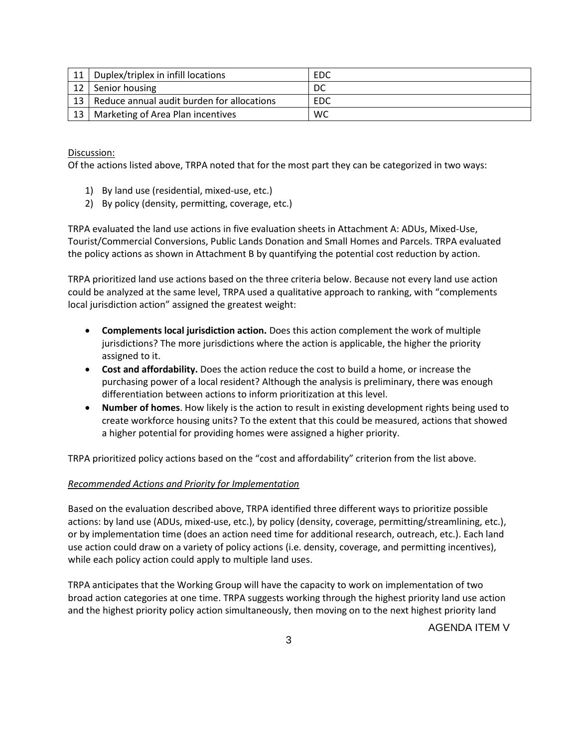| 11 | Duplex/triplex in infill locations | EDC |
|---|---|---|
| 12 | Senior housing | DC |
| 13 | Reduce annual audit burden for allocations | EDC |
| 13 | Marketing of Area Plan incentives | WC |

Discussion:
Of the actions listed above, TRPA noted that for the most part they can be categorized in two ways:

1) By land use (residential, mixed-use, etc.)
2) By policy (density, permitting, coverage, etc.)

TRPA evaluated the land use actions in five evaluation sheets in Attachment A: ADUs, Mixed-Use, Tourist/Commercial Conversions, Public Lands Donation and Small Homes and Parcels. TRPA evaluated the policy actions as shown in Attachment B by quantifying the potential cost reduction by action.

TRPA prioritized land use actions based on the three criteria below. Because not every land use action could be analyzed at the same level, TRPA used a qualitative approach to ranking, with "complements local jurisdiction action" assigned the greatest weight:

- **Complements local jurisdiction action.** Does this action complement the work of multiple jurisdictions? The more jurisdictions where the action is applicable, the higher the priority assigned to it.
- **Cost and affordability.** Does the action reduce the cost to build a home, or increase the purchasing power of a local resident? Although the analysis is preliminary, there was enough differentiation between actions to inform prioritization at this level.
- **Number of homes**. How likely is the action to result in existing development rights being used to create workforce housing units? To the extent that this could be measured, actions that showed a higher potential for providing homes were assigned a higher priority.

TRPA prioritized policy actions based on the "cost and affordability" criterion from the list above.

*Recommended Actions and Priority for Implementation*

Based on the evaluation described above, TRPA identified three different ways to prioritize possible actions: by land use (ADUs, mixed-use, etc.), by policy (density, coverage, permitting/streamlining, etc.), or by implementation time (does an action need time for additional research, outreach, etc.). Each land use action could draw on a variety of policy actions (i.e. density, coverage, and permitting incentives), while each policy action could apply to multiple land uses.

TRPA anticipates that the Working Group will have the capacity to work on implementation of two broad action categories at one time. TRPA suggests working through the highest priority land use action and the highest priority policy action simultaneously, then moving on to the next highest priority land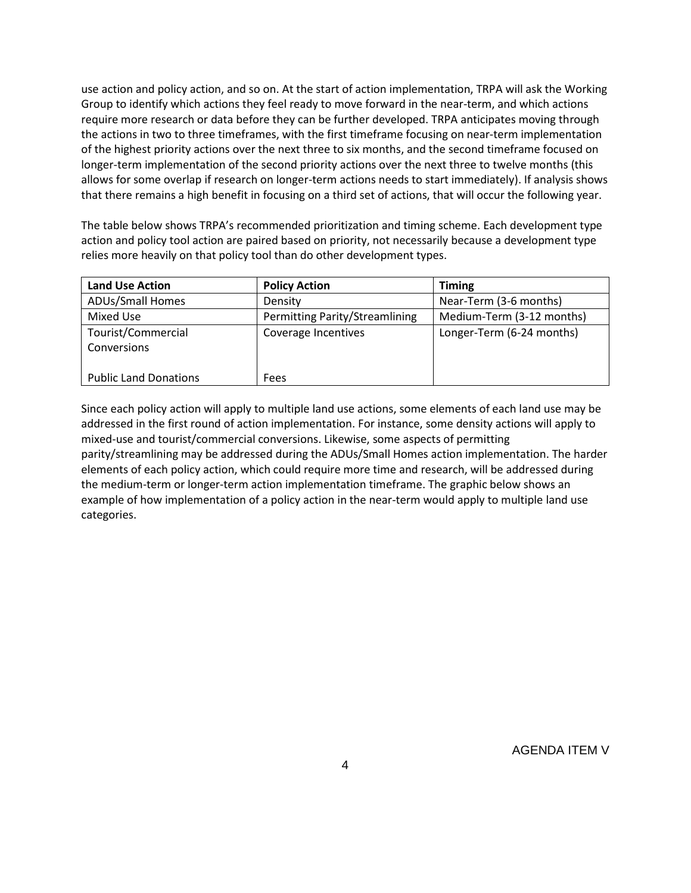use action and policy action, and so on. At the start of action implementation, TRPA will ask the Working Group to identify which actions they feel ready to move forward in the near-term, and which actions require more research or data before they can be further developed. TRPA anticipates moving through the actions in two to three timeframes, with the first timeframe focusing on near-term implementation of the highest priority actions over the next three to six months, and the second timeframe focused on longer-term implementation of the second priority actions over the next three to twelve months (this allows for some overlap if research on longer-term actions needs to start immediately). If analysis shows that there remains a high benefit in focusing on a third set of actions, that will occur the following year.

The table below shows TRPA's recommended prioritization and timing scheme. Each development type action and policy tool action are paired based on priority, not necessarily because a development type relies more heavily on that policy tool than do other development types.

| Land Use Action | Policy Action | Timing |
|---|---|---|
| ADUs/Small Homes | Density | Near-Term (3-6 months) |
| Mixed Use | Permitting Parity/Streamlining | Medium-Term (3-12 months) |
| Tourist/Commercial Conversions<br><br>Public Land Donations | Coverage Incentives<br><br><br>Fees | Longer-Term (6-24 months) |

Since each policy action will apply to multiple land use actions, some elements of each land use may be addressed in the first round of action implementation. For instance, some density actions will apply to mixed-use and tourist/commercial conversions. Likewise, some aspects of permitting parity/streamlining may be addressed during the ADUs/Small Homes action implementation. The harder elements of each policy action, which could require more time and research, will be addressed during the medium-term or longer-term action implementation timeframe. The graphic below shows an example of how implementation of a policy action in the near-term would apply to multiple land use categories.

AGENDA ITEM V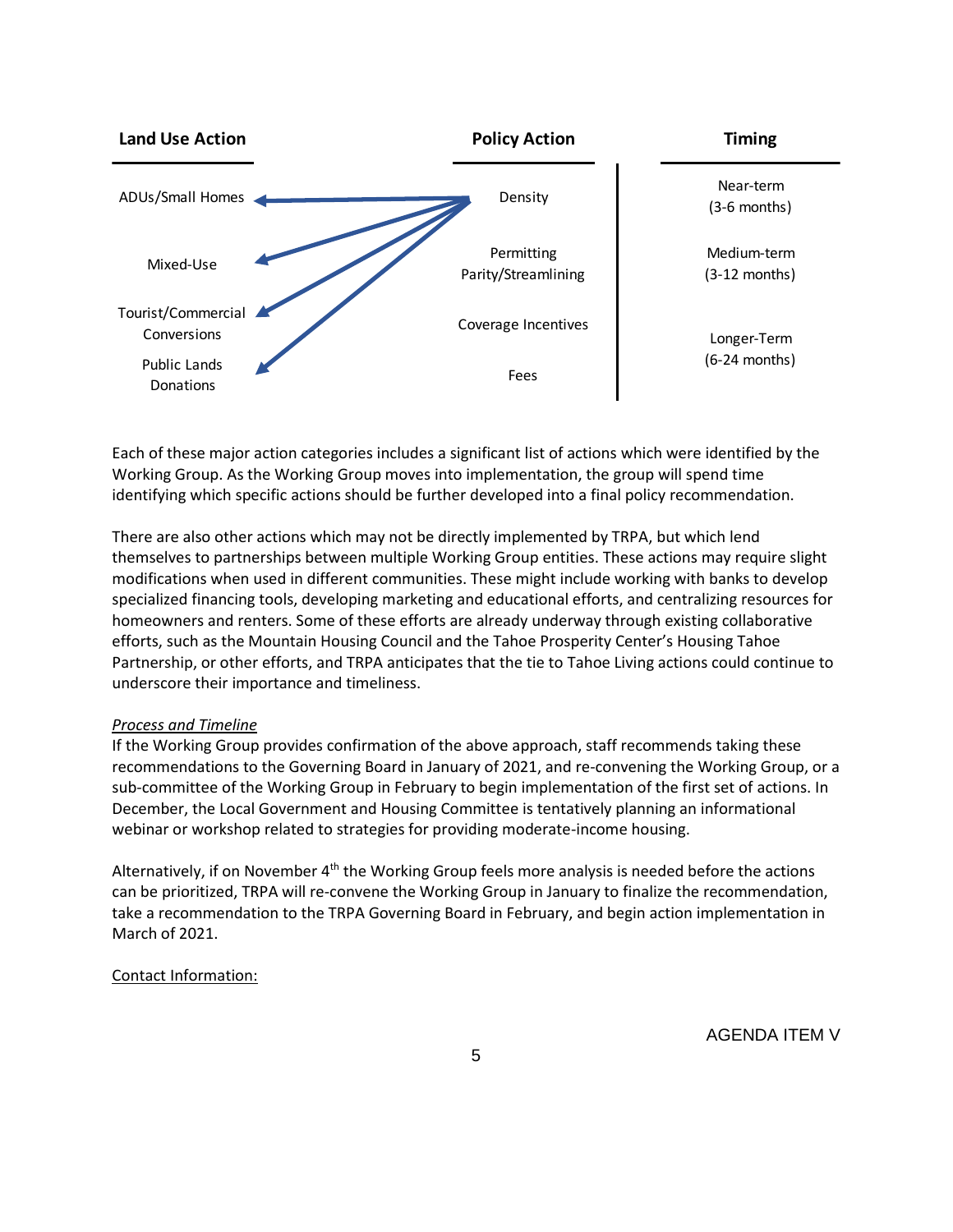| Land Use Action | Policy Action | Timing |
|---|---|---|
| ADUs/Small Homes | Density | Near-term (3-6 months) |
| Mixed-Use | Permitting Parity/Streamlining | Medium-term (3-12 months) |
| Tourist/Commercial Conversions | Coverage Incentives | Longer-Term (6-24 months) |
| Public Lands Donations | Fees | |

Each of these major action categories includes a significant list of actions which were identified by the Working Group. As the Working Group moves into implementation, the group will spend time identifying which specific actions should be further developed into a final policy recommendation.

There are also other actions which may not be directly implemented by TRPA, but which lend themselves to partnerships between multiple Working Group entities. These actions may require slight modifications when used in different communities. These might include working with banks to develop specialized financing tools, developing marketing and educational efforts, and centralizing resources for homeowners and renters. Some of these efforts are already underway through existing collaborative efforts, such as the Mountain Housing Council and the Tahoe Prosperity Center's Housing Tahoe Partnership, or other efforts, and TRPA anticipates that the tie to Tahoe Living actions could continue to underscore their importance and timeliness.

*Process and Timeline*

If the Working Group provides confirmation of the above approach, staff recommends taking these recommendations to the Governing Board in January of 2021, and re-convening the Working Group, or a sub-committee of the Working Group in February to begin implementation of the first set of actions. In December, the Local Government and Housing Committee is tentatively planning an informational webinar or workshop related to strategies for providing moderate-income housing.

Alternatively, if on November 4th the Working Group feels more analysis is needed before the actions can be prioritized, TRPA will re-convene the Working Group in January to finalize the recommendation, take a recommendation to the TRPA Governing Board in February, and begin action implementation in March of 2021.

Contact Information: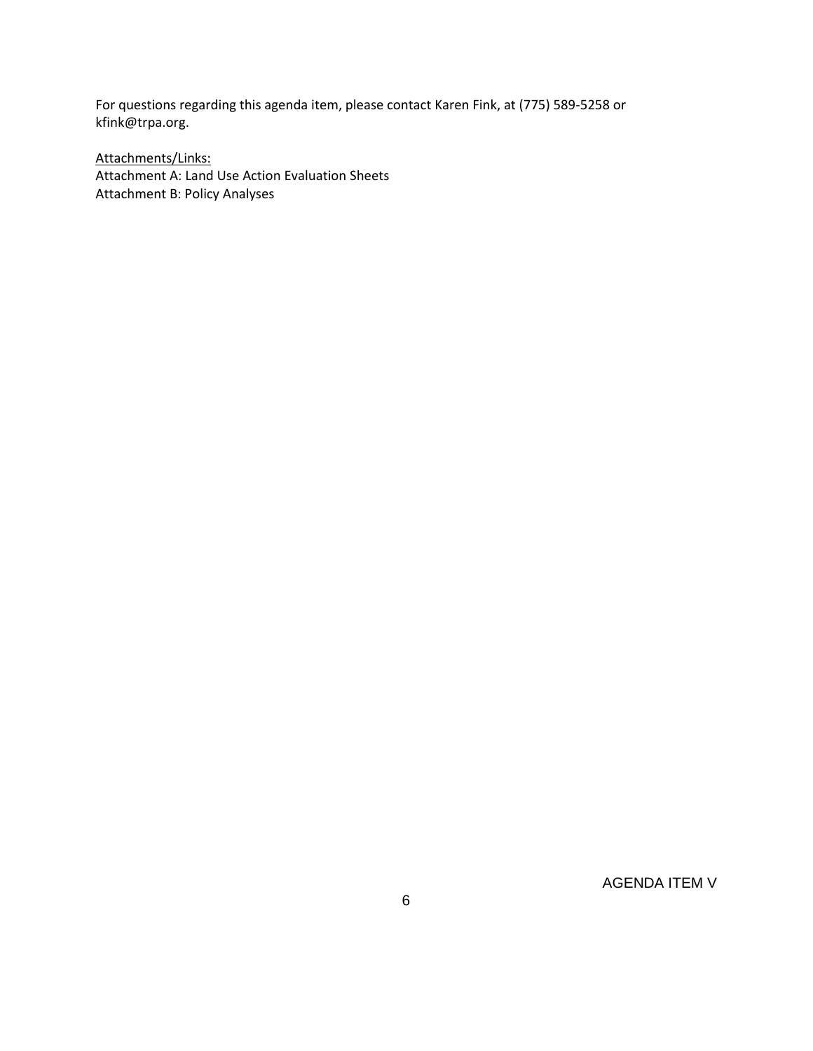For questions regarding this agenda item, please contact Karen Fink, at (775) 589-5258 or kfink@trpa.org.

Attachments/Links:
Attachment A: Land Use Action Evaluation Sheets
Attachment B: Policy Analyses